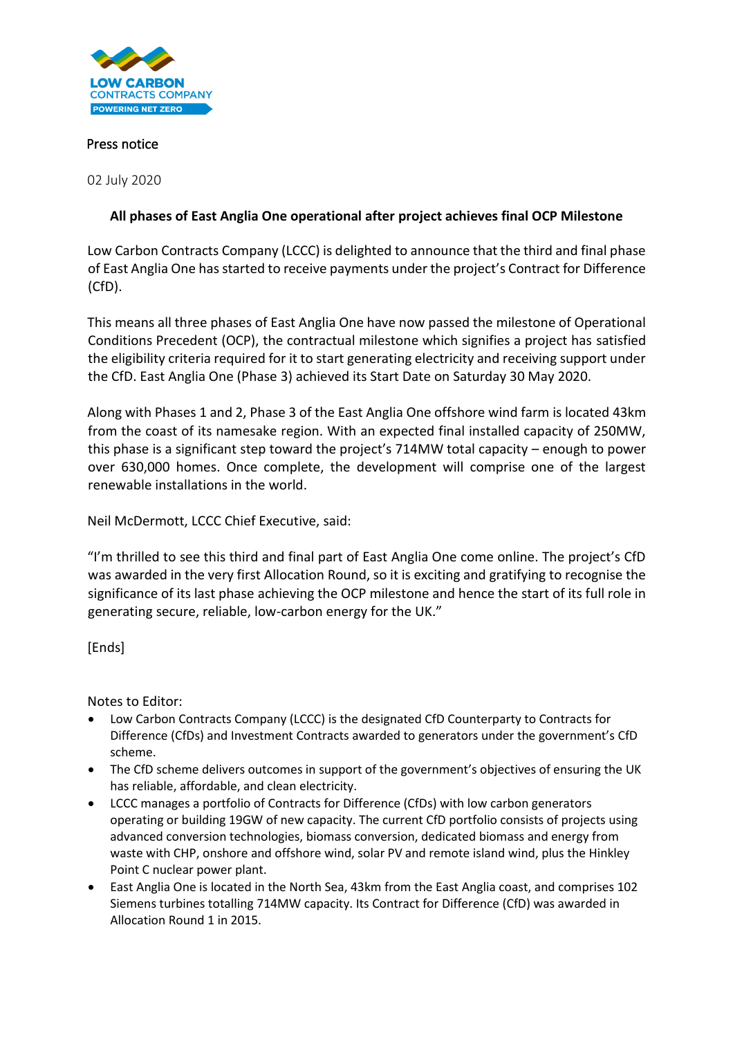LOW CARBON
CONTRACTS COMPANY
POWERING NET ZERO

Press notice

02 July 2020

**All phases of East Anglia One operational after project achieves final OCP Milestone**

Low Carbon Contracts Company (LCCC) is delighted to announce that the third and final phase of East Anglia One has started to receive payments under the project's Contract for Difference (CfD).

This means all three phases of East Anglia One have now passed the milestone of Operational Conditions Precedent (OCP), the contractual milestone which signifies a project has satisfied the eligibility criteria required for it to start generating electricity and receiving support under the CfD. East Anglia One (Phase 3) achieved its Start Date on Saturday 30 May 2020.

Along with Phases 1 and 2, Phase 3 of the East Anglia One offshore wind farm is located 43km from the coast of its namesake region. With an expected final installed capacity of 250MW, this phase is a significant step toward the project's 714MW total capacity – enough to power over 630,000 homes. Once complete, the development will comprise one of the largest renewable installations in the world.

Neil McDermott, LCCC Chief Executive, said:

"I'm thrilled to see this third and final part of East Anglia One come online. The project's CfD was awarded in the very first Allocation Round, so it is exciting and gratifying to recognise the significance of its last phase achieving the OCP milestone and hence the start of its full role in generating secure, reliable, low-carbon energy for the UK."

[Ends]

Notes to Editor:

- Low Carbon Contracts Company (LCCC) is the designated CfD Counterparty to Contracts for Difference (CfDs) and Investment Contracts awarded to generators under the government's CfD scheme.
- The CfD scheme delivers outcomes in support of the government's objectives of ensuring the UK has reliable, affordable, and clean electricity.
- LCCC manages a portfolio of Contracts for Difference (CfDs) with low carbon generators operating or building 19GW of new capacity. The current CfD portfolio consists of projects using advanced conversion technologies, biomass conversion, dedicated biomass and energy from waste with CHP, onshore and offshore wind, solar PV and remote island wind, plus the Hinkley Point C nuclear power plant.
- East Anglia One is located in the North Sea, 43km from the East Anglia coast, and comprises 102 Siemens turbines totalling 714MW capacity. Its Contract for Difference (CfD) was awarded in Allocation Round 1 in 2015.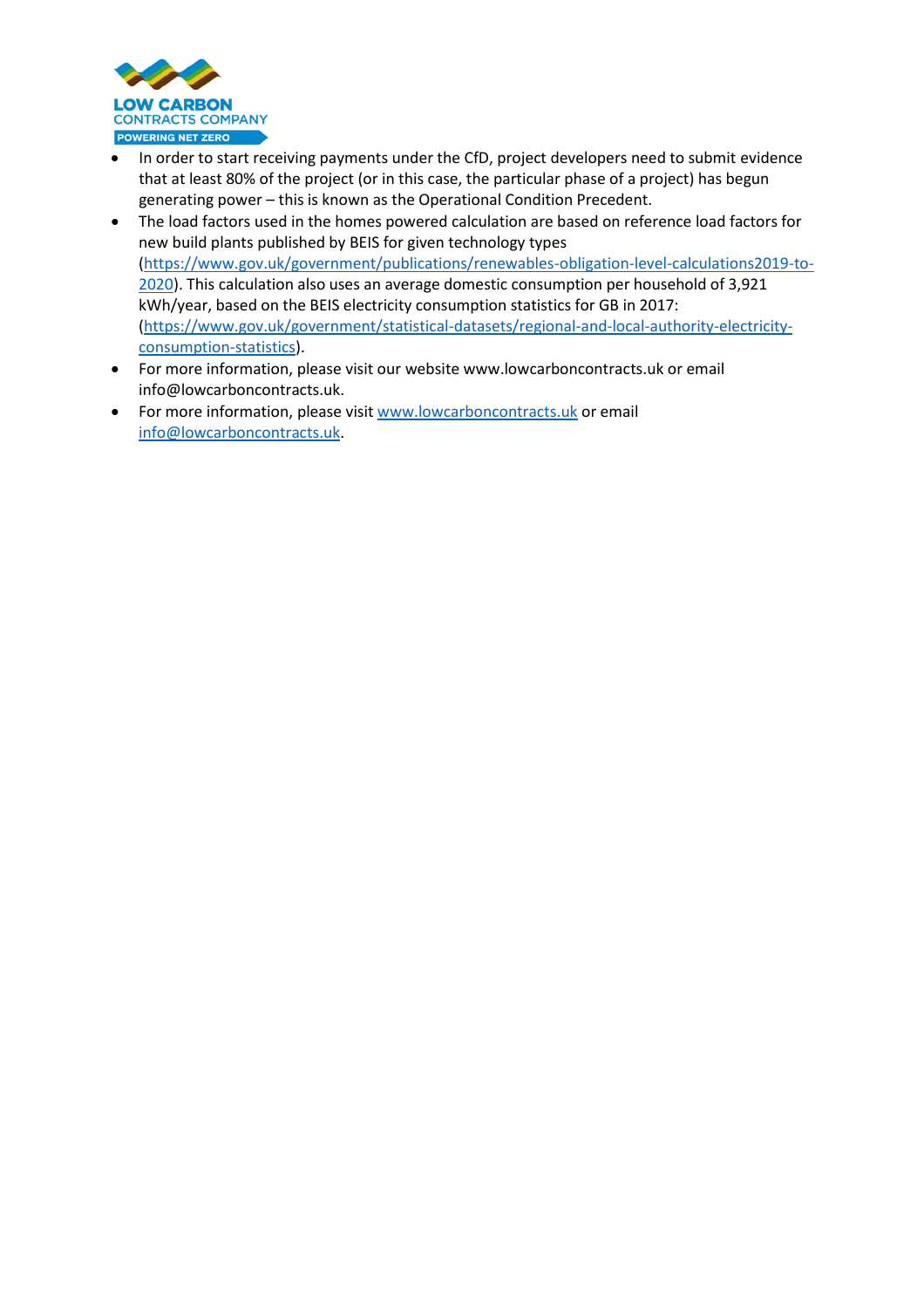- In order to start receiving payments under the CfD, project developers need to submit evidence that at least 80% of the project (or in this case, the particular phase of a project) has begun generating power – this is known as the Operational Condition Precedent.
- The load factors used in the homes powered calculation are based on reference load factors for new build plants published by BEIS for given technology types (https://www.gov.uk/government/publications/renewables-obligation-level-calculations2019-to-2020). This calculation also uses an average domestic consumption per household of 3,921 kWh/year, based on the BEIS electricity consumption statistics for GB in 2017: (https://www.gov.uk/government/statistical-datasets/regional-and-local-authority-electricity-consumption-statistics).
- For more information, please visit our website www.lowcarboncontracts.uk or email info@lowcarboncontracts.uk.
- For more information, please visit www.lowcarboncontracts.uk or email info@lowcarboncontracts.uk.